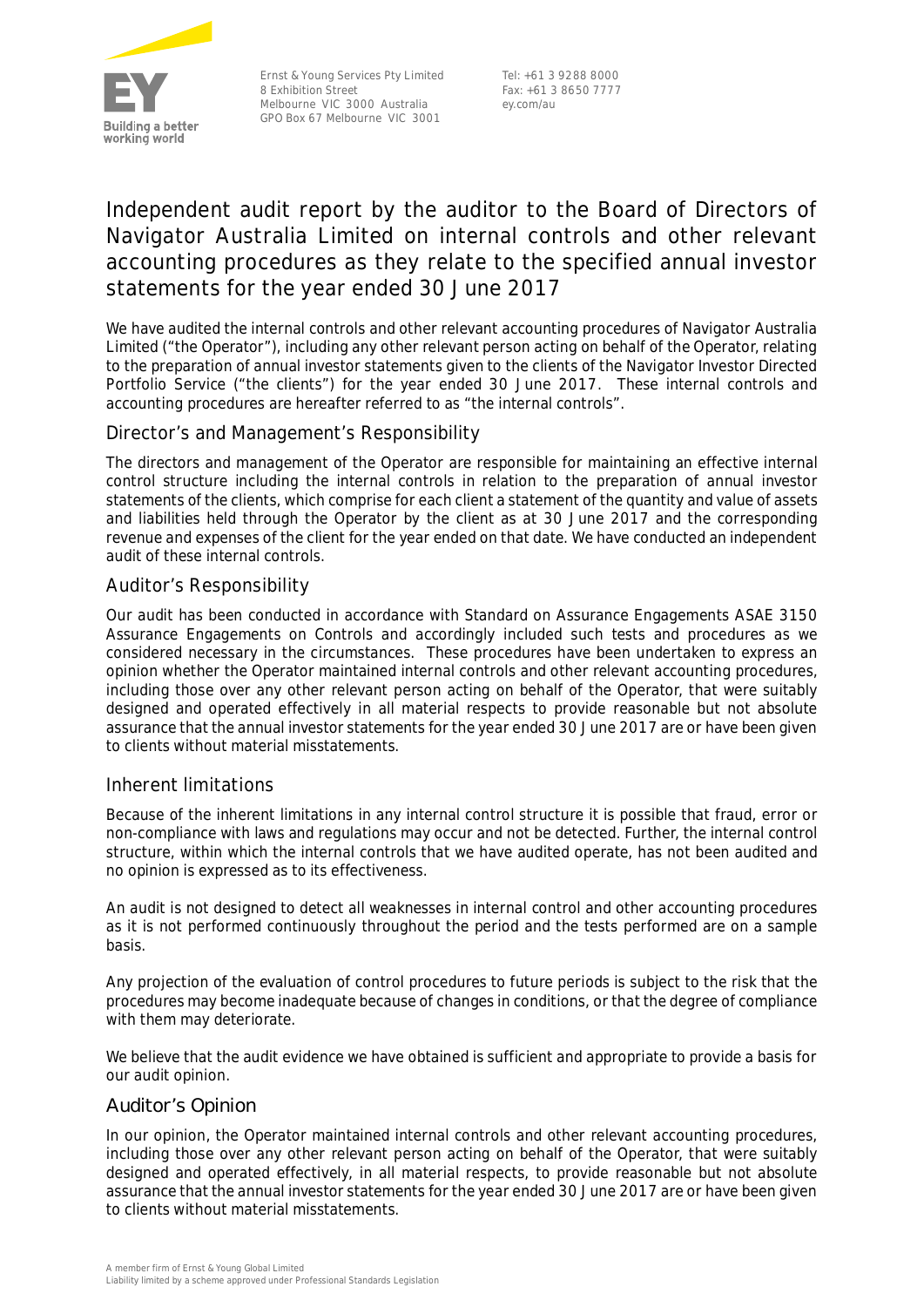Ernst & Young Services Pty Limited
8 Exhibition Street
Melbourne VIC 3000 Australia
GPO Box 67 Melbourne VIC 3001

Tel: +61 3 9288 8000
Fax: +61 3 8650 7777
ey.com/au

# Independent audit report by the auditor to the Board of Directors of Navigator Australia Limited on internal controls and other relevant accounting procedures as they relate to the specified annual investor statements for the year ended 30 June 2017

We have audited the internal controls and other relevant accounting procedures of Navigator Australia Limited ("the Operator"), including any other relevant person acting on behalf of the Operator, relating to the preparation of annual investor statements given to the clients of the Navigator Investor Directed Portfolio Service ("the clients") for the year ended 30 June 2017. These internal controls and accounting procedures are hereafter referred to as "the internal controls".

## Director's and Management's Responsibility

The directors and management of the Operator are responsible for maintaining an effective internal control structure including the internal controls in relation to the preparation of annual investor statements of the clients, which comprise for each client a statement of the quantity and value of assets and liabilities held through the Operator by the client as at 30 June 2017 and the corresponding revenue and expenses of the client for the year ended on that date. We have conducted an independent audit of these internal controls.

## Auditor's Responsibility

Our audit has been conducted in accordance with Standard on Assurance Engagements ASAE 3150 Assurance Engagements on Controls and accordingly included such tests and procedures as we considered necessary in the circumstances. These procedures have been undertaken to express an opinion whether the Operator maintained internal controls and other relevant accounting procedures, including those over any other relevant person acting on behalf of the Operator, that were suitably designed and operated effectively in all material respects to provide reasonable but not absolute assurance that the annual investor statements for the year ended 30 June 2017 are or have been given to clients without material misstatements.

## Inherent limitations

Because of the inherent limitations in any internal control structure it is possible that fraud, error or non-compliance with laws and regulations may occur and not be detected. Further, the internal control structure, within which the internal controls that we have audited operate, has not been audited and no opinion is expressed as to its effectiveness.

An audit is not designed to detect all weaknesses in internal control and other accounting procedures as it is not performed continuously throughout the period and the tests performed are on a sample basis.

Any projection of the evaluation of control procedures to future periods is subject to the risk that the procedures may become inadequate because of changes in conditions, or that the degree of compliance with them may deteriorate.

We believe that the audit evidence we have obtained is sufficient and appropriate to provide a basis for our audit opinion.

## Auditor's Opinion

In our opinion, the Operator maintained internal controls and other relevant accounting procedures, including those over any other relevant person acting on behalf of the Operator, that were suitably designed and operated effectively, in all material respects, to provide reasonable but not absolute assurance that the annual investor statements for the year ended 30 June 2017 are or have been given to clients without material misstatements.

A member firm of Ernst & Young Global Limited
Liability limited by a scheme approved under Professional Standards Legislation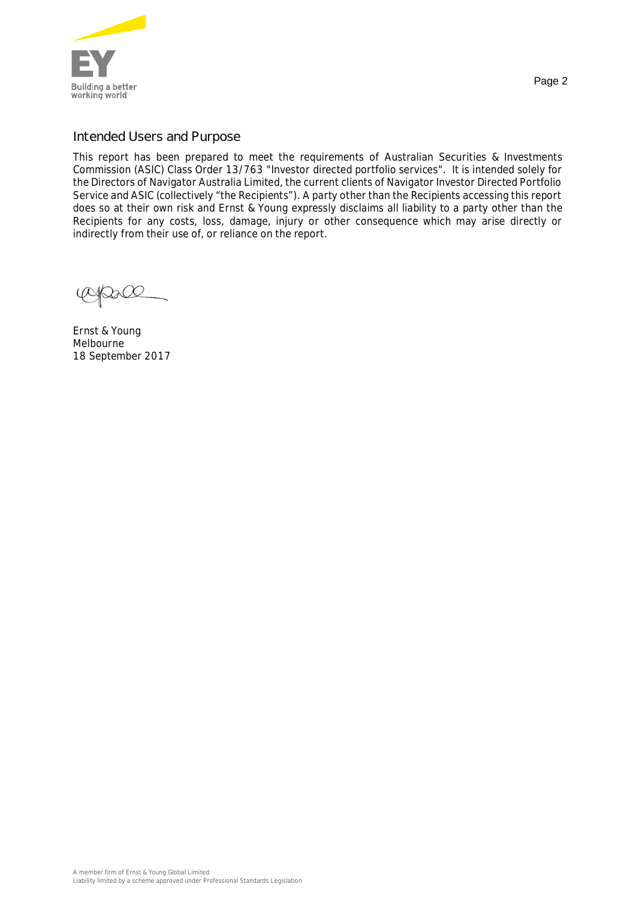## Intended Users and Purpose

This report has been prepared to meet the requirements of Australian Securities & Investments Commission (ASIC) Class Order 13/763 "Investor directed portfolio services". It is intended solely for the Directors of Navigator Australia Limited, the current clients of Navigator Investor Directed Portfolio Service and ASIC (collectively "the Recipients"). A party other than the Recipients accessing this report does so at their own risk and Ernst & Young expressly disclaims all liability to a party other than the Recipients for any costs, loss, damage, injury or other consequence which may arise directly or indirectly from their use of, or reliance on the report.

Ernst & Young
Melbourne
18 September 2017

A member firm of Ernst & Young Global Limited
Liability limited by a scheme approved under Professional Standards Legislation